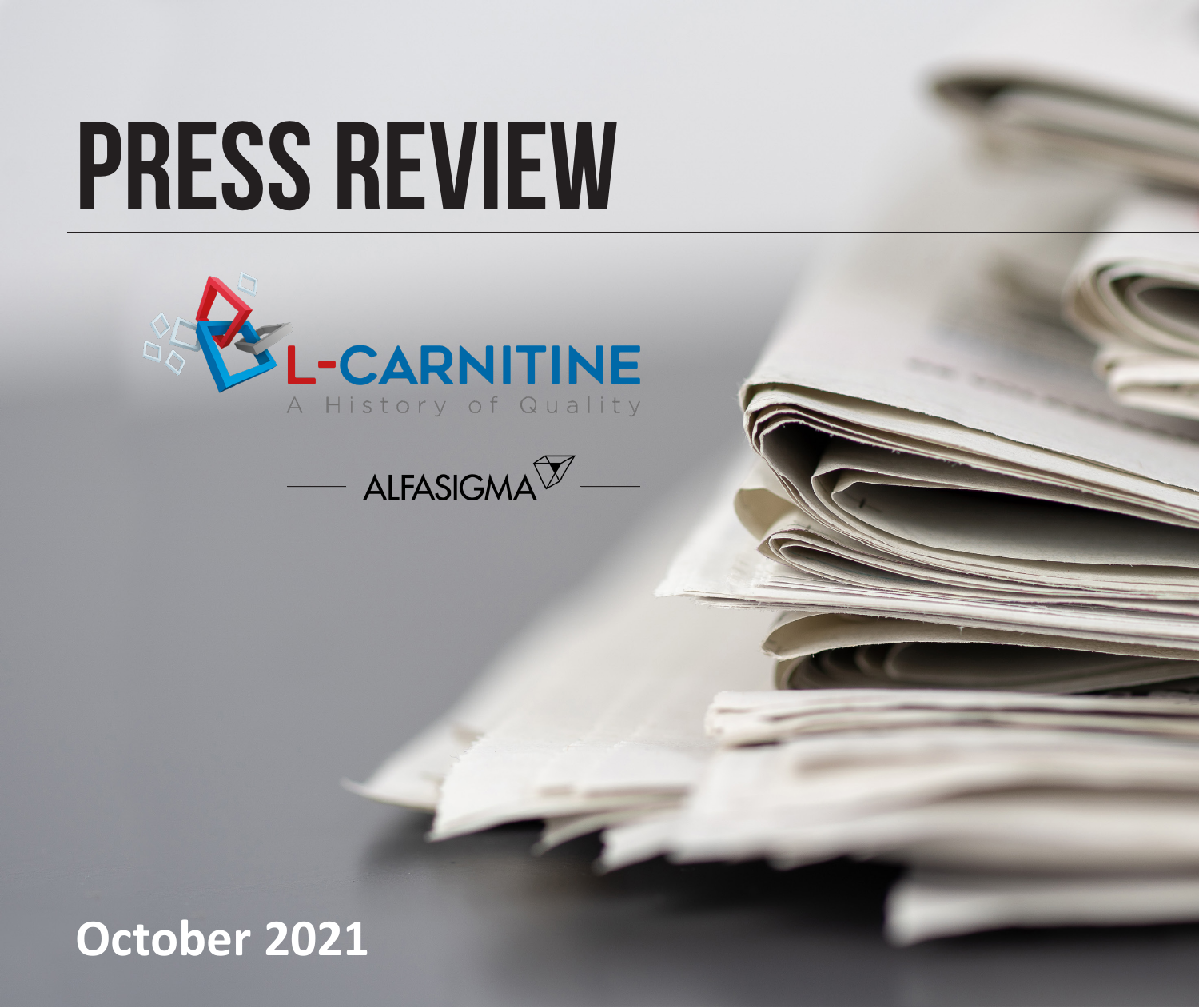# PRESS REVIEW

L-CARNITINE

A History of Quality

ALFASIGMA

**October 2021**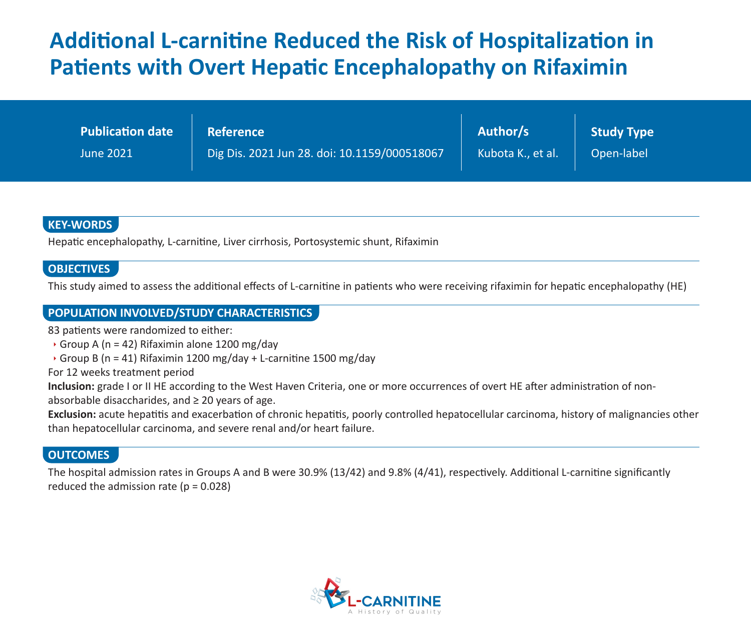# Additional L-carnitine Reduced the Risk of Hospitalization in Patients with Overt Hepatic Encephalopathy on Rifaximin

| Publication date | Reference | Author/s | Study Type |
| --- | --- | --- | --- |
| June 2021 | Dig Dis. 2021 Jun 28. doi: 10.1159/000518067 | Kubota K., et al. | Open-label |

## KEY-WORDS

Hepatic encephalopathy, L-carnitine, Liver cirrhosis, Portosystemic shunt, Rifaximin

## OBJECTIVES

This study aimed to assess the additional effects of L-carnitine in patients who were receiving rifaximin for hepatic encephalopathy (HE)

## POPULATION INVOLVED/STUDY CHARACTERISTICS

83 patients were randomized to either:

- Group A (n = 42) Rifaximin alone 1200 mg/day
- Group B (n = 41) Rifaximin 1200 mg/day + L-carnitine 1500 mg/day

For 12 weeks treatment period

**Inclusion:** grade I or II HE according to the West Haven Criteria, one or more occurrences of overt HE after administration of non-absorbable disaccharides, and ≥ 20 years of age.

**Exclusion:** acute hepatitis and exacerbation of chronic hepatitis, poorly controlled hepatocellular carcinoma, history of malignancies other than hepatocellular carcinoma, and severe renal and/or heart failure.

## OUTCOMES

The hospital admission rates in Groups A and B were 30.9% (13/42) and 9.8% (4/41), respectively. Additional L-carnitine significantly reduced the admission rate ($p = 0.028$)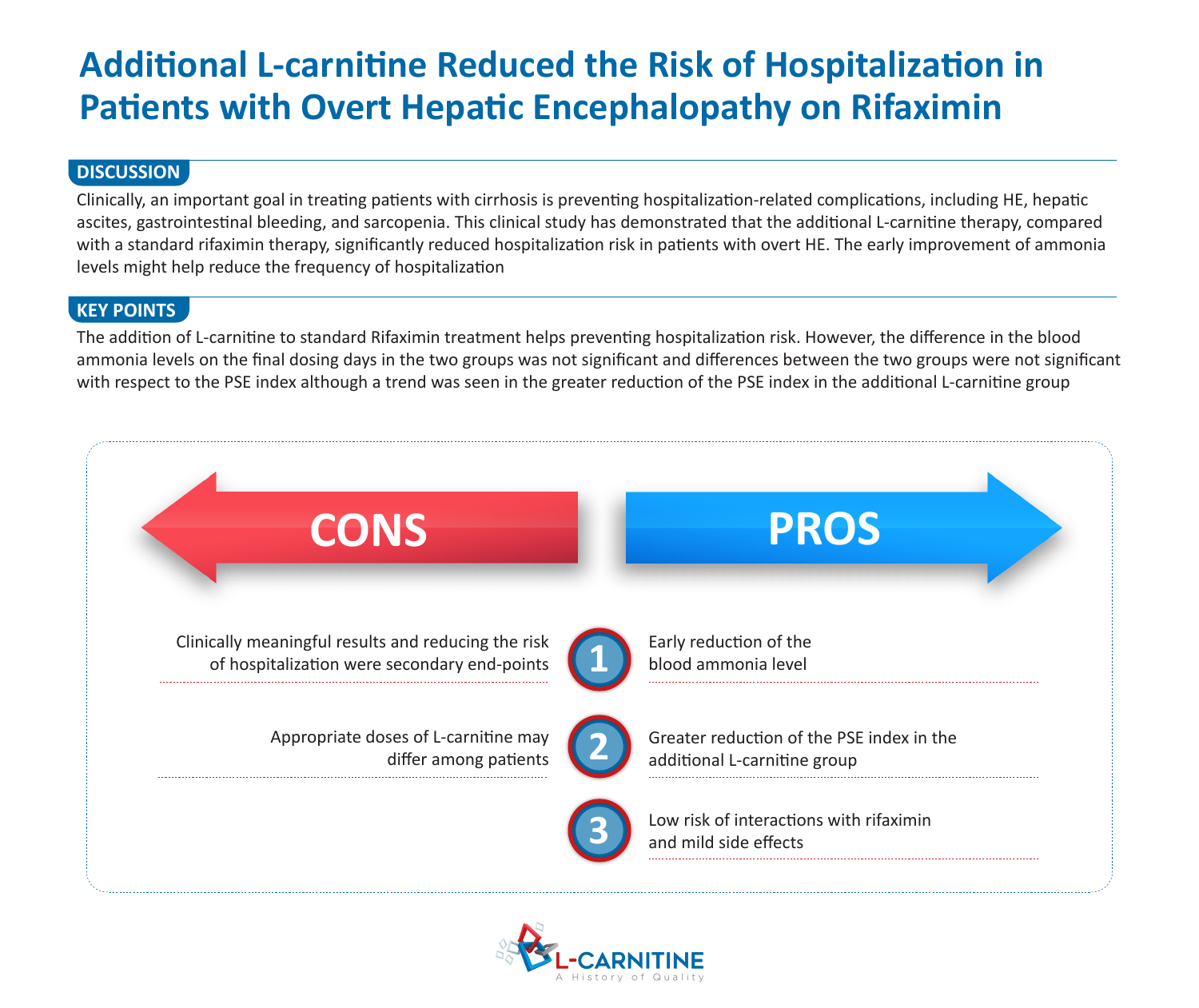# Additional L-carnitine Reduced the Risk of Hospitalization in Patients with Overt Hepatic Encephalopathy on Rifaximin

## DISCUSSION

Clinically, an important goal in treating patients with cirrhosis is preventing hospitalization-related complications, including HE, hepatic ascites, gastrointestinal bleeding, and sarcopenia. This clinical study has demonstrated that the additional L-carnitine therapy, compared with a standard rifaximin therapy, significantly reduced hospitalization risk in patients with overt HE. The early improvement of ammonia levels might help reduce the frequency of hospitalization

## KEY POINTS

The addition of L-carnitine to standard Rifaximin treatment helps preventing hospitalization risk. However, the difference in the blood ammonia levels on the final dosing days in the two groups was not significant and differences between the two groups were not significant with respect to the PSE index although a trend was seen in the greater reduction of the PSE index in the additional L-carnitine group

| CONS | | PROS |
|---|---|---|
| Clinically meaningful results and reducing the risk of hospitalization were secondary end-points | 1 | Early reduction of the blood ammonia level |
| Appropriate doses of L-carnitine may differ among patients | 2 | Greater reduction of the PSE index in the additional L-carnitine group |
| | 3 | Low risk of interactions with rifaximin and mild side effects |

L-CARNITINE
A History of Quality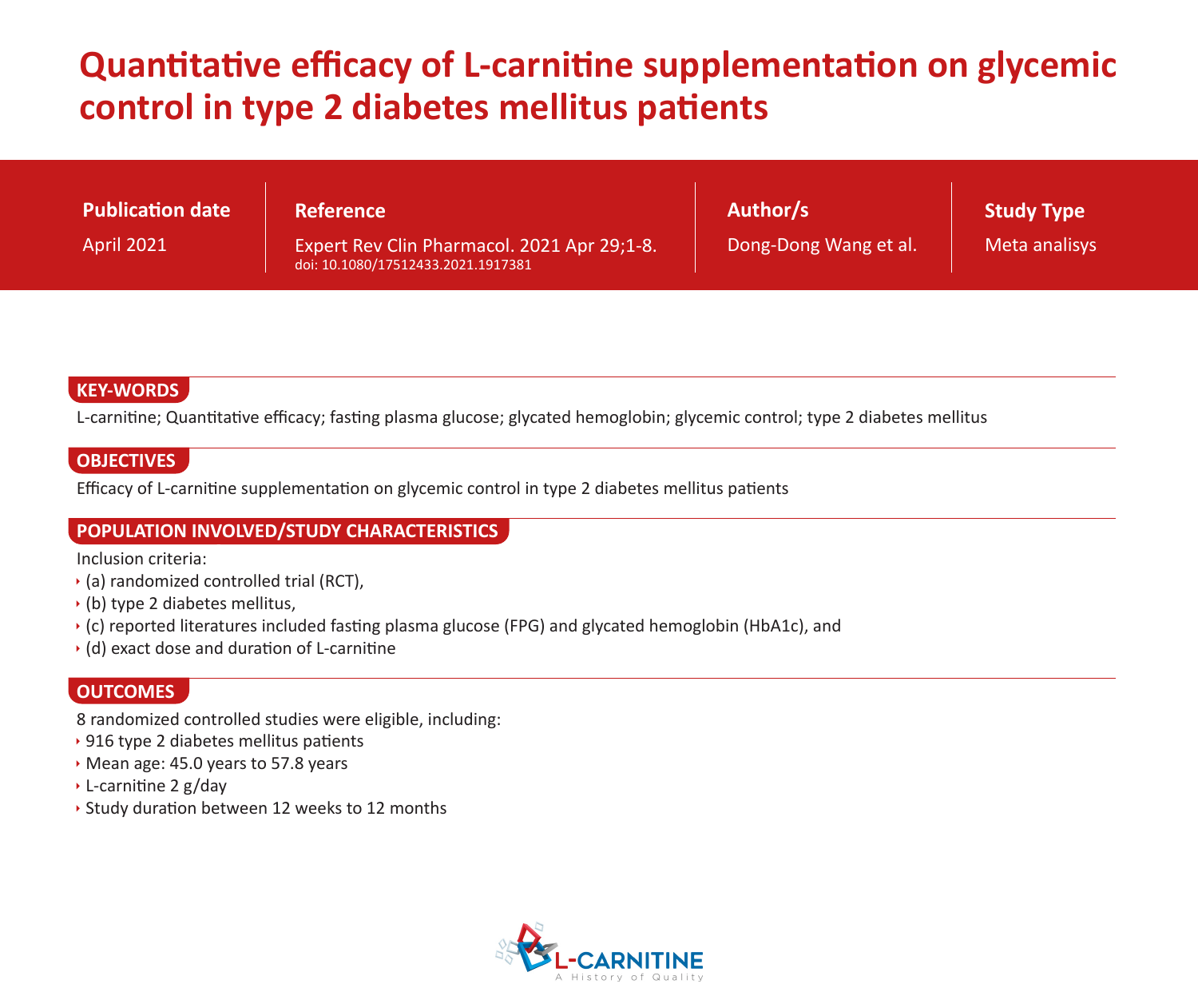# Quantitative efficacy of L-carnitine supplementation on glycemic control in type 2 diabetes mellitus patients

| Publication date | Reference | Author/s | Study Type |
|---|---|---|---|
| April 2021 | Expert Rev Clin Pharmacol. 2021 Apr 29;1-8. doi: 10.1080/17512433.2021.1917381 | Dong-Dong Wang et al. | Meta analisys |

## KEY-WORDS

L-carnitine; Quantitative efficacy; fasting plasma glucose; glycated hemoglobin; glycemic control; type 2 diabetes mellitus

## OBJECTIVES

Efficacy of L-carnitine supplementation on glycemic control in type 2 diabetes mellitus patients

## POPULATION INVOLVED/STUDY CHARACTERISTICS

Inclusion criteria:

- (a) randomized controlled trial (RCT),
- (b) type 2 diabetes mellitus,
- (c) reported literatures included fasting plasma glucose (FPG) and glycated hemoglobin (HbA1c), and
- (d) exact dose and duration of L-carnitine

## OUTCOMES

8 randomized controlled studies were eligible, including:

- 916 type 2 diabetes mellitus patients
- Mean age: 45.0 years to 57.8 years
- L-carnitine 2 g/day
- Study duration between 12 weeks to 12 months

L-CARNITINE
A History of Quality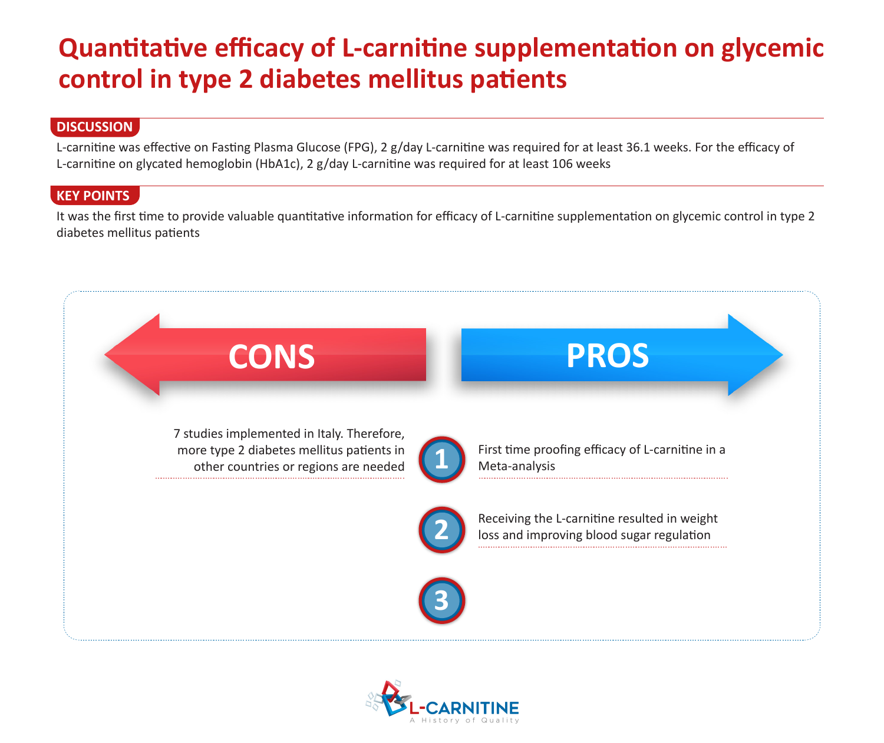# Quantitative efficacy of L-carnitine supplementation on glycemic control in type 2 diabetes mellitus patients

## DISCUSSION

L-carnitine was effective on Fasting Plasma Glucose (FPG), 2 g/day L-carnitine was required for at least 36.1 weeks. For the efficacy of L-carnitine on glycated hemoglobin (HbA1c), 2 g/day L-carnitine was required for at least 106 weeks

## KEY POINTS

It was the first time to provide valuable quantitative information for efficacy of L-carnitine supplementation on glycemic control in type 2 diabetes mellitus patients

### CONS

7 studies implemented in Italy. Therefore, more type 2 diabetes mellitus patients in other countries or regions are needed

### PROS

1. First time proofing efficacy of L-carnitine in a Meta-analysis
2. Receiving the L-carnitine resulted in weight loss and improving blood sugar regulation
3.

L-CARNITINE
A History of Quality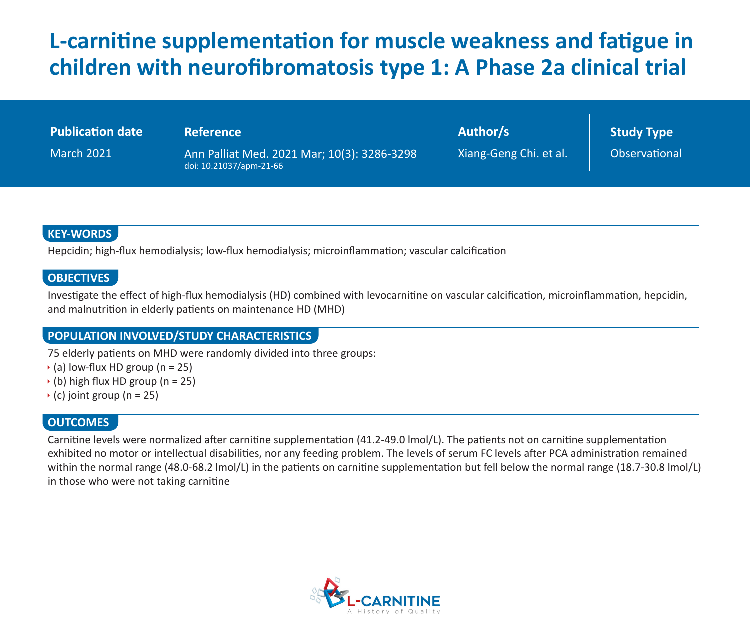# L-carnitine supplementation for muscle weakness and fatigue in children with neurofibromatosis type 1: A Phase 2a clinical trial

| Publication date | Reference | Author/s | Study Type |
| --- | --- | --- | --- |
| March 2021 | Ann Palliat Med. 2021 Mar; 10(3): 3286-3298<br>doi: 10.21037/apm-21-66 | Xiang-Geng Chi. et al. | Observational |

## KEY-WORDS

Hepcidin; high-flux hemodialysis; low-flux hemodialysis; microinflammation; vascular calcification

## OBJECTIVES

Investigate the effect of high-flux hemodialysis (HD) combined with levocarnitine on vascular calcification, microinflammation, hepcidin, and malnutrition in elderly patients on maintenance HD (MHD)

## POPULATION INVOLVED/STUDY CHARACTERISTICS

75 elderly patients on MHD were randomly divided into three groups:

- (a) low-flux HD group (n = 25)
- (b) high flux HD group (n = 25)
- (c) joint group (n = 25)

## OUTCOMES

Carnitine levels were normalized after carnitine supplementation (41.2-49.0 lmol/L). The patients not on carnitine supplementation exhibited no motor or intellectual disabilities, nor any feeding problem. The levels of serum FC levels after PCA administration remained within the normal range (48.0-68.2 lmol/L) in the patients on carnitine supplementation but fell below the normal range (18.7-30.8 lmol/L) in those who were not taking carnitine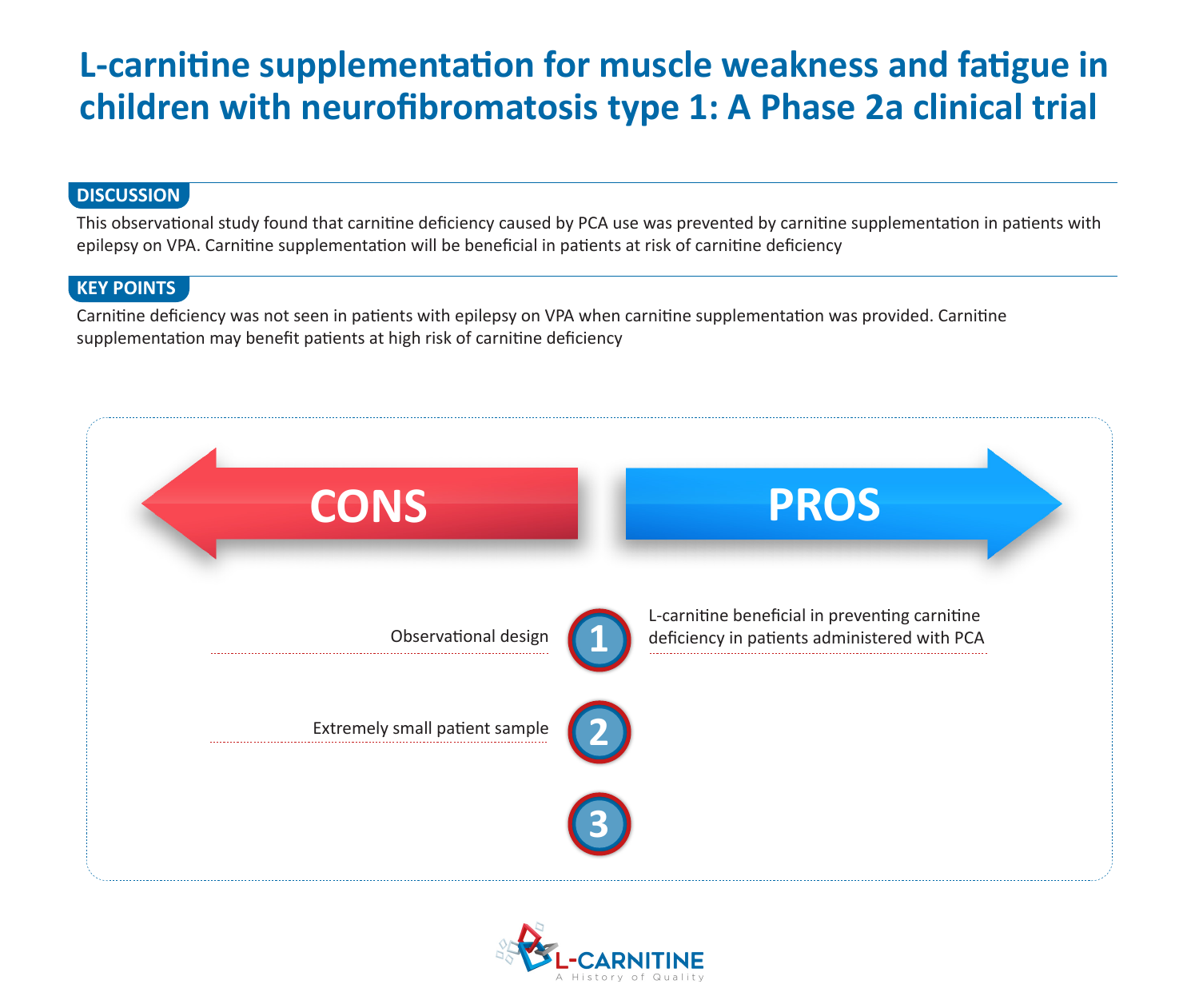# L-carnitine supplementation for muscle weakness and fatigue in children with neurofibromatosis type 1: A Phase 2a clinical trial

## DISCUSSION

This observational study found that carnitine deficiency caused by PCA use was prevented by carnitine supplementation in patients with epilepsy on VPA. Carnitine supplementation will be beneficial in patients at risk of carnitine deficiency

## KEY POINTS

Carnitine deficiency was not seen in patients with epilepsy on VPA when carnitine supplementation was provided. Carnitine supplementation may benefit patients at high risk of carnitine deficiency

| CONS | | PROS |
|---|---|---|
| Observational design | 1 | L-carnitine beneficial in preventing carnitine deficiency in patients administered with PCA |
| Extremely small patient sample | 2 | |
| | 3 | |

L-CARNITINE
A History of Quality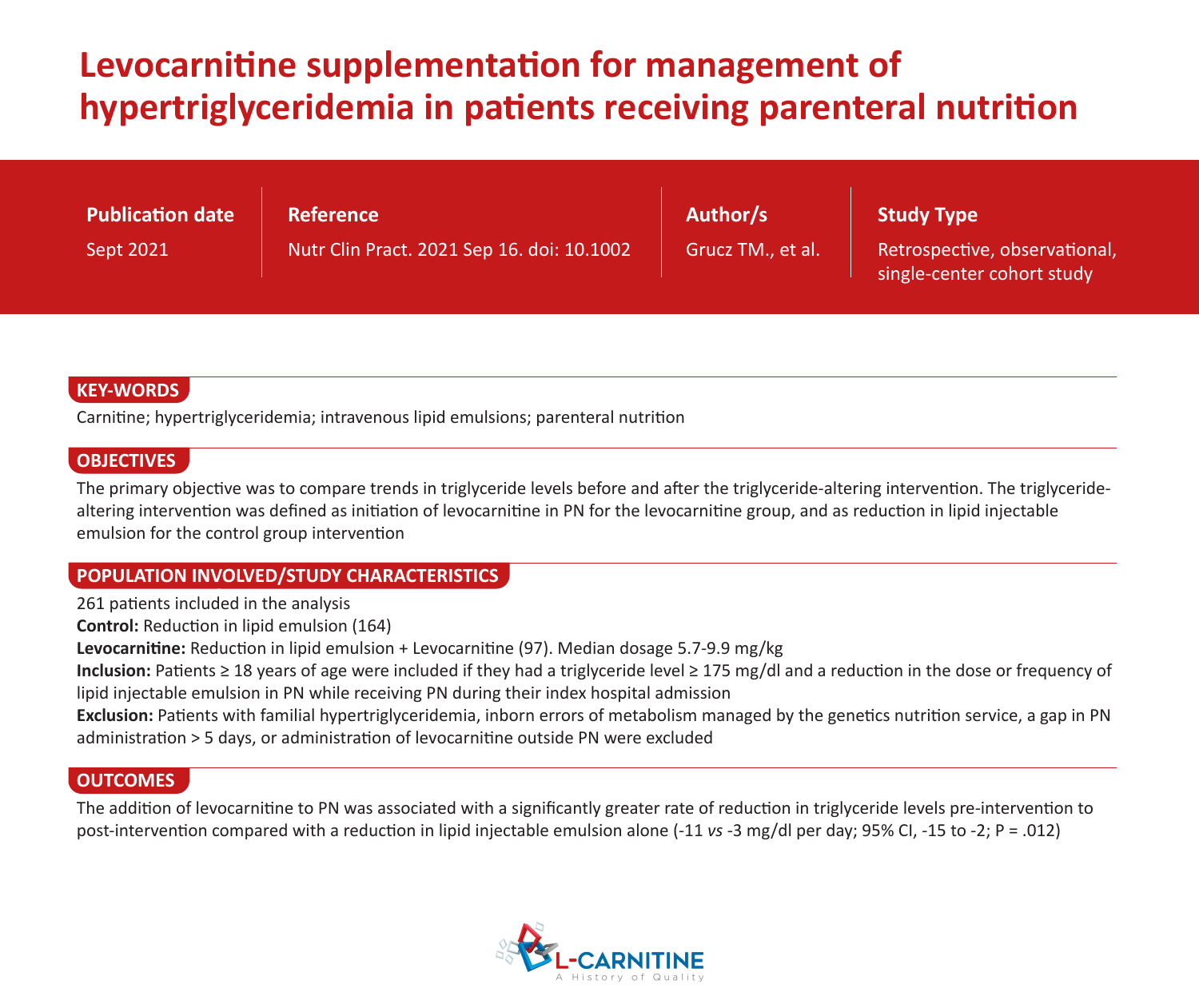# Levocarnitine supplementation for management of hypertriglyceridemia in patients receiving parenteral nutrition

| Publication date | Reference | Author/s | Study Type |
|---|---|---|---|
| Sept 2021 | Nutr Clin Pract. 2021 Sep 16. doi: 10.1002 | Grucz TM., et al. | Retrospective, observational, single-center cohort study |

## KEY-WORDS

Carnitine; hypertriglyceridemia; intravenous lipid emulsions; parenteral nutrition

## OBJECTIVES

The primary objective was to compare trends in triglyceride levels before and after the triglyceride-altering intervention. The triglyceride-altering intervention was defined as initiation of levocarnitine in PN for the levocarnitine group, and as reduction in lipid injectable emulsion for the control group intervention

## POPULATION INVOLVED/STUDY CHARACTERISTICS

261 patients included in the analysis

**Control:** Reduction in lipid emulsion (164)

**Levocarnitine:** Reduction in lipid emulsion + Levocarnitine (97). Median dosage 5.7-9.9 mg/kg

**Inclusion:** Patients ≥ 18 years of age were included if they had a triglyceride level ≥ 175 mg/dl and a reduction in the dose or frequency of lipid injectable emulsion in PN while receiving PN during their index hospital admission

**Exclusion:** Patients with familial hypertriglyceridemia, inborn errors of metabolism managed by the genetics nutrition service, a gap in PN administration > 5 days, or administration of levocarnitine outside PN were excluded

## OUTCOMES

The addition of levocarnitine to PN was associated with a significantly greater rate of reduction in triglyceride levels pre-intervention to post-intervention compared with a reduction in lipid injectable emulsion alone (-11 *vs* -3 mg/dl per day; 95% CI, -15 to -2; P = .012)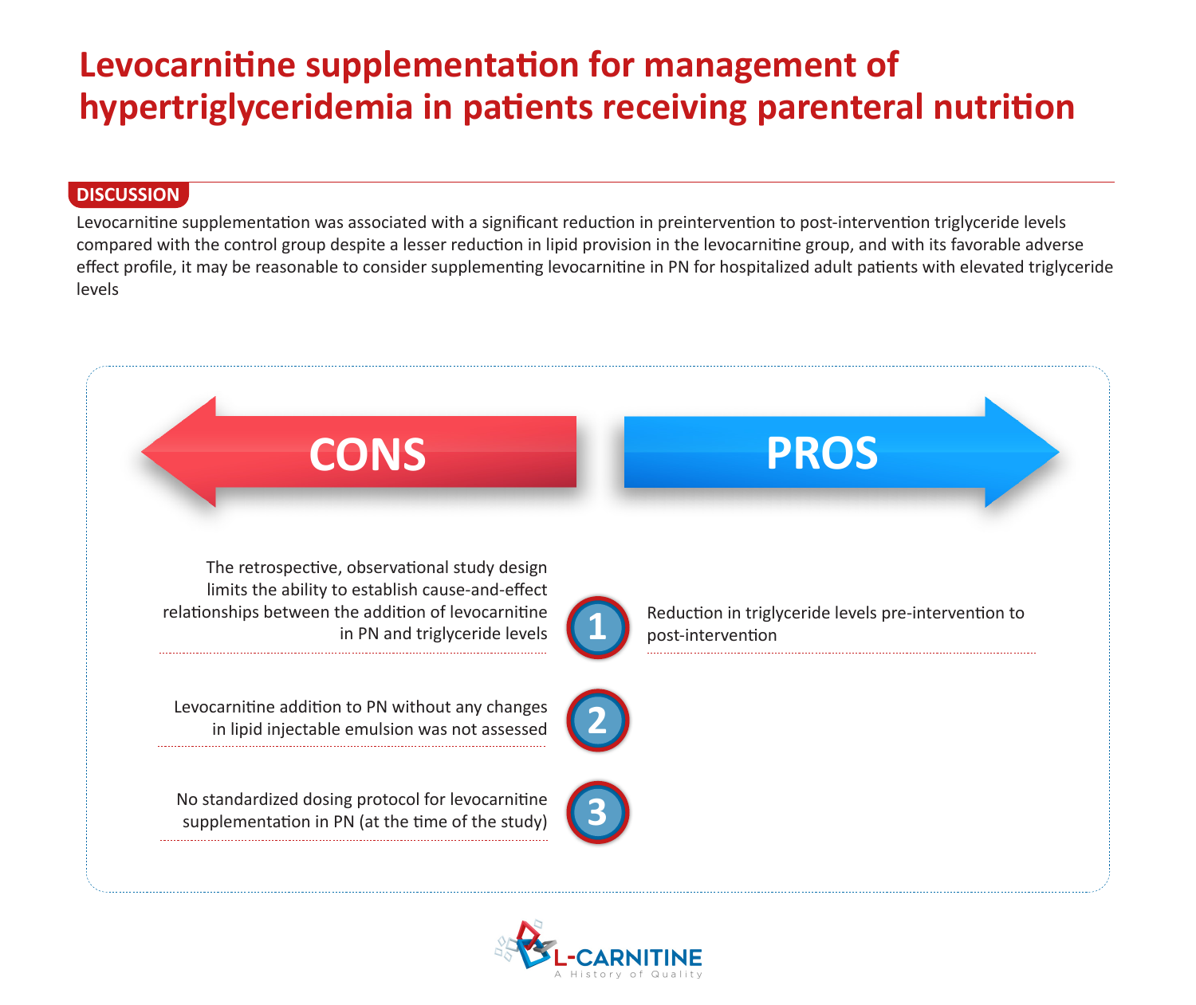# Levocarnitine supplementation for management of hypertriglyceridemia in patients receiving parenteral nutrition

## DISCUSSION

Levocarnitine supplementation was associated with a significant reduction in preintervention to post-intervention triglyceride levels compared with the control group despite a lesser reduction in lipid provision in the levocarnitine group, and with its favorable adverse effect profile, it may be reasonable to consider supplementing levocarnitine in PN for hospitalized adult patients with elevated triglyceride levels

| # | CONS | PROS |
|---|---|---|
| 1 | The retrospective, observational study design limits the ability to establish cause-and-effect relationships between the addition of levocarnitine in PN and triglyceride levels | Reduction in triglyceride levels pre-intervention to post-intervention |
| 2 | Levocarnitine addition to PN without any changes in lipid injectable emulsion was not assessed | |
| 3 | No standardized dosing protocol for levocarnitine supplementation in PN (at the time of the study) | |

L-CARNITINE
A History of Quality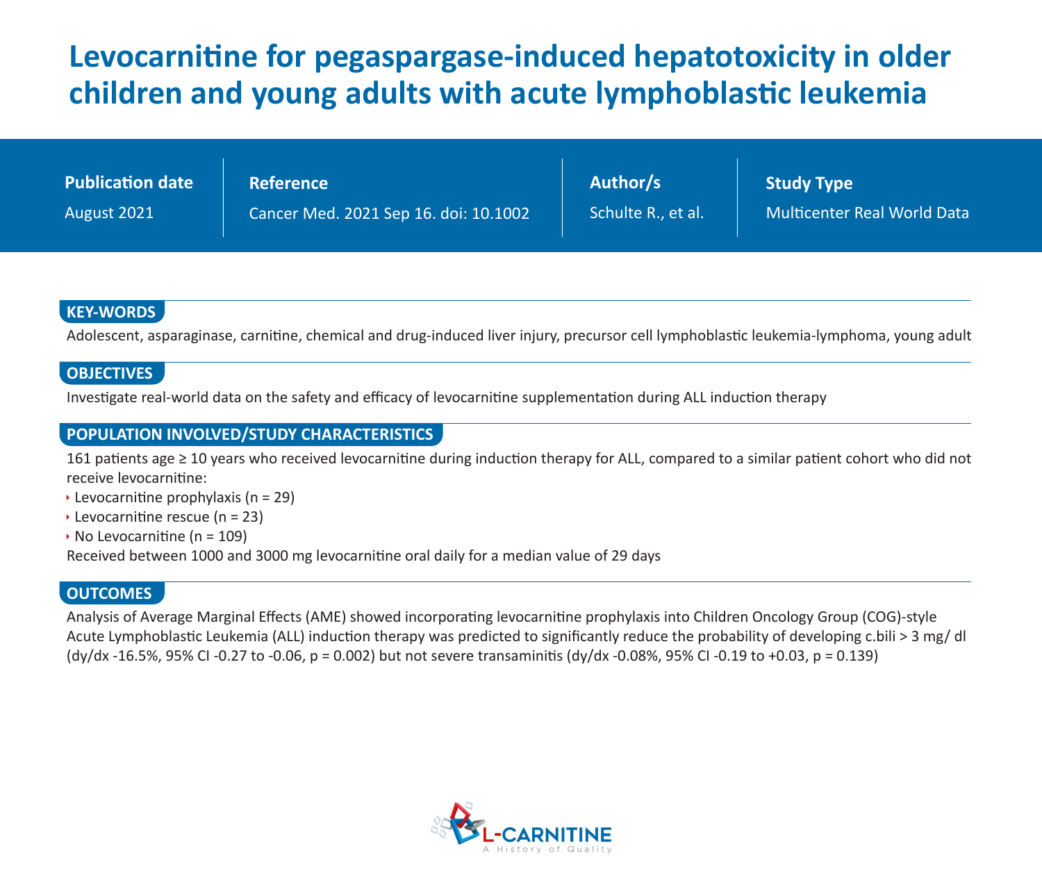# Levocarnitine for pegaspargase-induced hepatotoxicity in older children and young adults with acute lymphoblastic leukemia

| Publication date | Reference | Author/s | Study Type |
| --- | --- | --- | --- |
| August 2021 | Cancer Med. 2021 Sep 16. doi: 10.1002 | Schulte R., et al. | Multicenter Real World Data |

## KEY-WORDS

Adolescent, asparaginase, carnitine, chemical and drug-induced liver injury, precursor cell lymphoblastic leukemia-lymphoma, young adult

## OBJECTIVES

Investigate real-world data on the safety and efficacy of levocarnitine supplementation during ALL induction therapy

## POPULATION INVOLVED/STUDY CHARACTERISTICS

161 patients age ≥ 10 years who received levocarnitine during induction therapy for ALL, compared to a similar patient cohort who did not receive levocarnitine:

- Levocarnitine prophylaxis (n = 29)
- Levocarnitine rescue (n = 23)
- No Levocarnitine (n = 109)

Received between 1000 and 3000 mg levocarnitine oral daily for a median value of 29 days

## OUTCOMES

Analysis of Average Marginal Effects (AME) showed incorporating levocarnitine prophylaxis into Children Oncology Group (COG)-style Acute Lymphoblastic Leukemia (ALL) induction therapy was predicted to significantly reduce the probability of developing c.bili > 3 mg/ dl (dy/dx -16.5%, 95% CI -0.27 to -0.06, p = 0.002) but not severe transaminitis (dy/dx -0.08%, 95% CI -0.19 to +0.03, p = 0.139)

L-CARNITINE
A History of Quality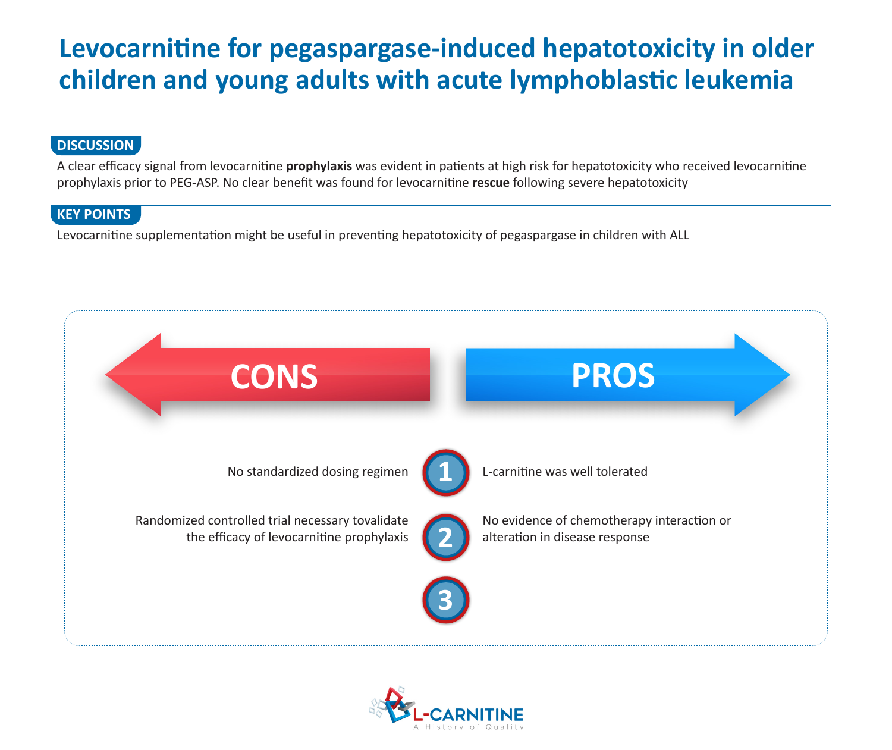# Levocarnitine for pegaspargase-induced hepatotoxicity in older children and young adults with acute lymphoblastic leukemia

## DISCUSSION

A clear efficacy signal from levocarnitine **prophylaxis** was evident in patients at high risk for hepatotoxicity who received levocarnitine prophylaxis prior to PEG-ASP. No clear benefit was found for levocarnitine **rescue** following severe hepatotoxicity

## KEY POINTS

Levocarnitine supplementation might be useful in preventing hepatotoxicity of pegaspargase in children with ALL

| CONS | | PROS |
|---|---|---|
| No standardized dosing regimen | 1 | L-carnitine was well tolerated |
| Randomized controlled trial necessary tovalidate the efficacy of levocarnitine prophylaxis | 2 | No evidence of chemotherapy interaction or alteration in disease response |
| | 3 | |

L-CARNITINE
A History of Quality